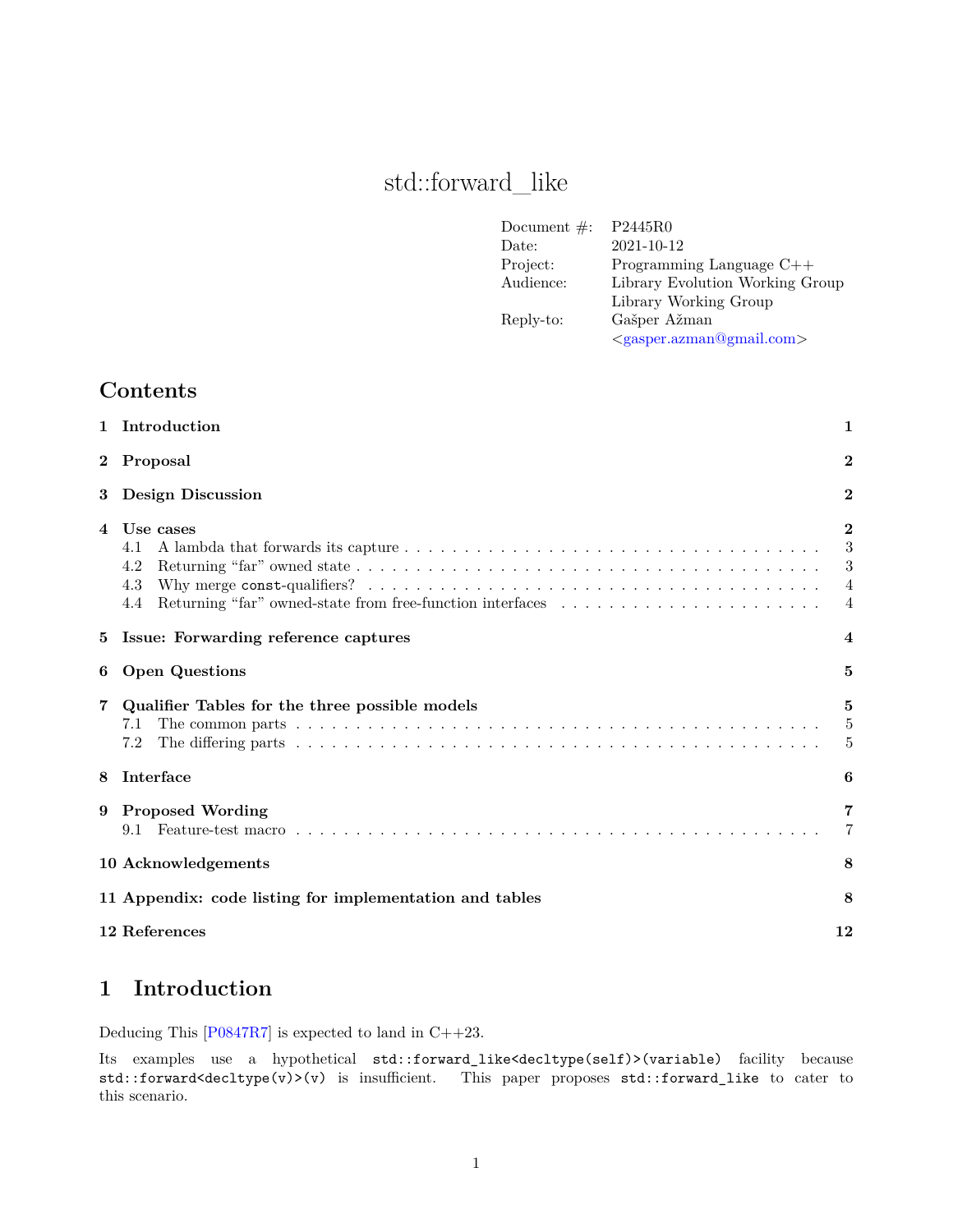# std::forward_like

| | |
|---|---|
| Document #: | P2445R0 |
| Date: | 2021-10-12 |
| Project: | Programming Language C++ |
| Audience: | Library Evolution Working Group<br>Library Working Group |
| Reply-to: | Gašper Ažman<br><gasper.azman@gmail.com> |

## Contents

1 Introduction — 1

2 Proposal — 2

3 Design Discussion — 2

4 Use cases — 2
- 4.1 A lambda that forwards its capture — 3
- 4.2 Returning "far" owned state — 3
- 4.3 Why merge `const`-qualifiers? — 4
- 4.4 Returning "far" owned-state from free-function interfaces — 4

5 Issue: Forwarding reference captures — 4

6 Open Questions — 5

7 Qualifier Tables for the three possible models — 5
- 7.1 The common parts — 5
- 7.2 The differing parts — 5

8 Interface — 6

9 Proposed Wording — 7
- 9.1 Feature-test macro — 7

10 Acknowledgements — 8

11 Appendix: code listing for implementation and tables — 8

12 References — 12

## 1 Introduction

Deducing This [P0847R7] is expected to land in C++23.

Its examples use a hypothetical `std::forward_like<decltype(self)>(variable)` facility because `std::forward<decltype(v)>(v)` is insufficient. This paper proposes `std::forward_like` to cater to this scenario.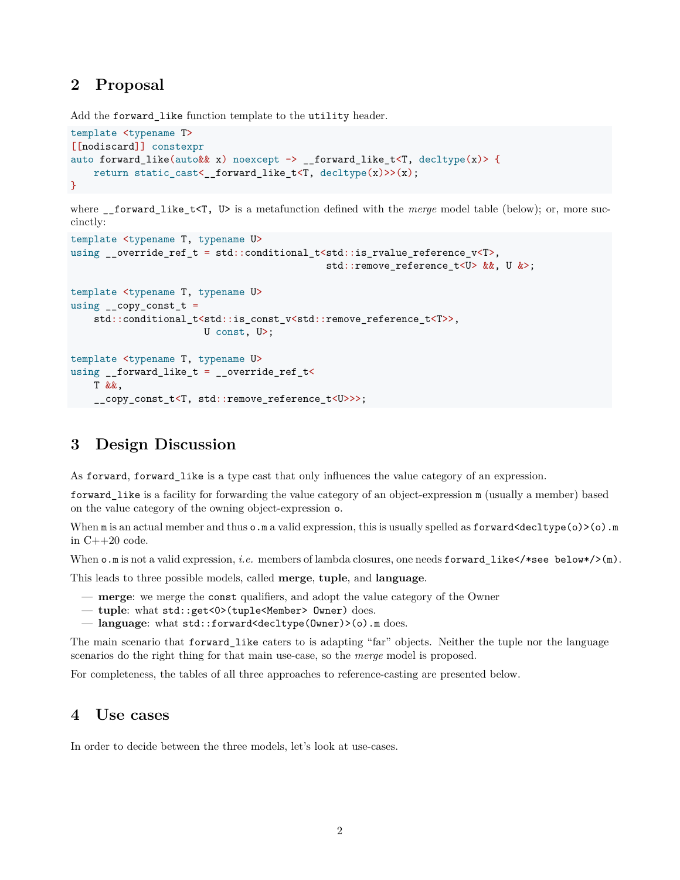## 2 Proposal

Add the `forward_like` function template to the `utility` header.

```
template <typename T>
[[nodiscard]] constexpr
auto forward_like(auto&& x) noexcept -> __forward_like_t<T, decltype(x)> {
    return static_cast<__forward_like_t<T, decltype(x)>>(x);
}
```

where `__forward_like_t<T, U>` is a metafunction defined with the *merge* model table (below); or, more succinctly:

```
template <typename T, typename U>
using __override_ref_t = std::conditional_t<std::is_rvalue_reference_v<T>,
                                            std::remove_reference_t<U> &&, U &>;

template <typename T, typename U>
using __copy_const_t =
    std::conditional_t<std::is_const_v<std::remove_reference_t<T>>,
                       U const, U>;

template <typename T, typename U>
using __forward_like_t = __override_ref_t<
    T &&,
    __copy_const_t<T, std::remove_reference_t<U>>>;
```

## 3 Design Discussion

As `forward`, `forward_like` is a type cast that only influences the value category of an expression.

`forward_like` is a facility for forwarding the value category of an object-expression `m` (usually a member) based on the value category of the owning object-expression `o`.

When `m` is an actual member and thus `o.m` a valid expression, this is usually spelled as `forward<decltype(o)>(o).m` in C++20 code.

When `o.m` is not a valid expression, *i.e.* members of lambda closures, one needs `forward_like</*see below*/>(m)`.

This leads to three possible models, called **merge**, **tuple**, and **language**.

- **merge**: we merge the `const` qualifiers, and adopt the value category of the Owner
- **tuple**: what `std::get<0>(tuple<Member> Owner)` does.
- **language**: what `std::forward<decltype(Owner)>(o).m` does.

The main scenario that `forward_like` caters to is adapting "far" objects. Neither the tuple nor the language scenarios do the right thing for that main use-case, so the *merge* model is proposed.

For completeness, the tables of all three approaches to reference-casting are presented below.

## 4 Use cases

In order to decide between the three models, let's look at use-cases.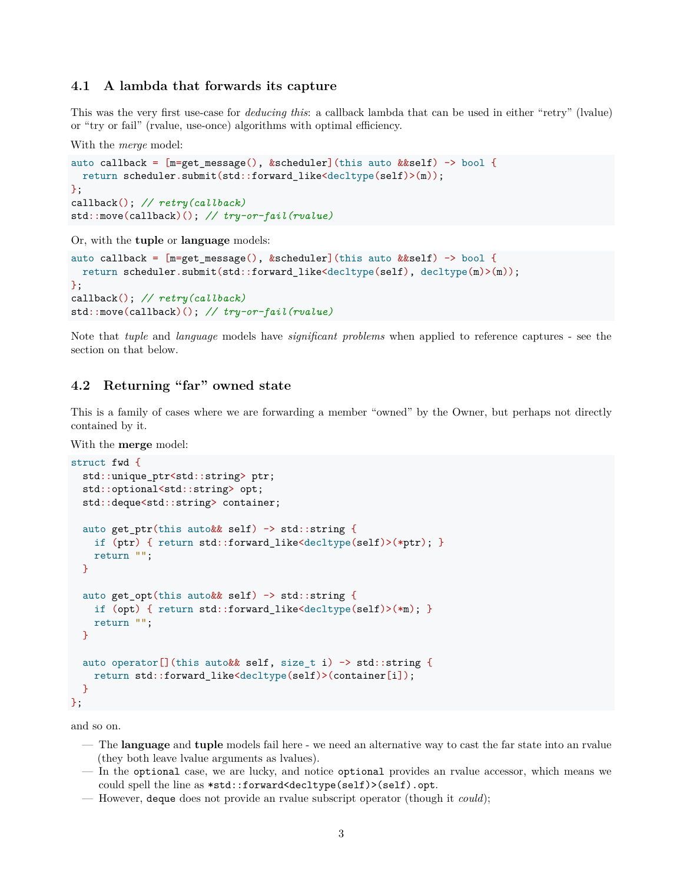### 4.1 A lambda that forwards its capture

This was the very first use-case for *deducing this*: a callback lambda that can be used in either "retry" (lvalue) or "try or fail" (rvalue, use-once) algorithms with optimal efficiency.

With the *merge* model:

```
auto callback = [m=get_message(), &scheduler](this auto &&self) -> bool {
  return scheduler.submit(std::forward_like<decltype(self)>(m));
};
callback(); // retry(callback)
std::move(callback)(); // try-or-fail(rvalue)
```

Or, with the **tuple** or **language** models:

```
auto callback = [m=get_message(), &scheduler](this auto &&self) -> bool {
  return scheduler.submit(std::forward_like<decltype(self), decltype(m)>(m));
};
callback(); // retry(callback)
std::move(callback)(); // try-or-fail(rvalue)
```

Note that *tuple* and *language* models have *significant problems* when applied to reference captures - see the section on that below.

### 4.2 Returning "far" owned state

This is a family of cases where we are forwarding a member "owned" by the Owner, but perhaps not directly contained by it.

With the **merge** model:

```
struct fwd {
  std::unique_ptr<std::string> ptr;
  std::optional<std::string> opt;
  std::deque<std::string> container;

  auto get_ptr(this auto&& self) -> std::string {
    if (ptr) { return std::forward_like<decltype(self)>(*ptr); }
    return "";
  }

  auto get_opt(this auto&& self) -> std::string {
    if (opt) { return std::forward_like<decltype(self)>(*m); }
    return "";
  }

  auto operator[](this auto&& self, size_t i) -> std::string {
    return std::forward_like<decltype(self)>(container[i]);
  }
};
```

and so on.

- The **language** and **tuple** models fail here - we need an alternative way to cast the far state into an rvalue (they both leave lvalue arguments as lvalues).
- In the `optional` case, we are lucky, and notice `optional` provides an rvalue accessor, which means we could spell the line as `*std::forward<decltype(self)>(self).opt`.
- However, `deque` does not provide an rvalue subscript operator (though it *could*);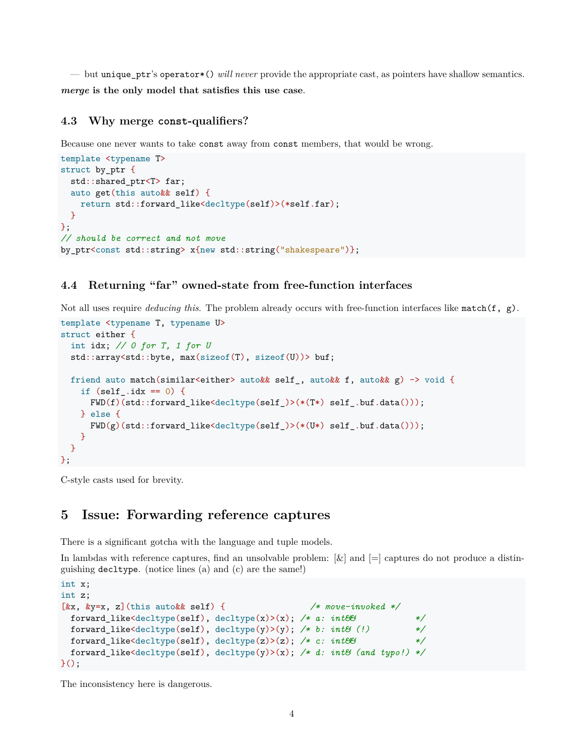— but `unique_ptr`'s `operator*()` *will never* provide the appropriate cast, as pointers have shallow semantics.

***merge* is the only model that satisfies this use case**.

### 4.3 Why merge `const`-qualifiers?

Because one never wants to take `const` away from `const` members, that would be wrong.

```
template <typename T>
struct by_ptr {
  std::shared_ptr<T> far;
  auto get(this auto&& self) {
    return std::forward_like<decltype(self)>(*self.far);
  }
};
// should be correct and not move
by_ptr<const std::string> x{new std::string("shakespeare")};
```

### 4.4 Returning "far" owned-state from free-function interfaces

Not all uses require *deducing this*. The problem already occurs with free-function interfaces like `match(f, g)`.

```
template <typename T, typename U>
struct either {
  int idx; // 0 for T, 1 for U
  std::array<std::byte, max(sizeof(T), sizeof(U))> buf;

  friend auto match(similar<either> auto&& self_, auto&& f, auto&& g) -> void {
    if (self_.idx == 0) {
      FWD(f)(std::forward_like<decltype(self_)>(*(T*) self_.buf.data()));
    } else {
      FWD(g)(std::forward_like<decltype(self_)>(*(U*) self_.buf.data()));
    }
  }
};
```

C-style casts used for brevity.

## 5 Issue: Forwarding reference captures

There is a significant gotcha with the language and tuple models.

In lambdas with reference captures, find an unsolvable problem: [&] and [=] captures do not produce a distinguishing `decltype`. (notice lines (a) and (c) are the same!)

```
int x;
int z;
[&x, &y=x, z](this auto&& self) {                  /* move-invoked */
  forward_like<decltype(self), decltype(x)>(x); /* a: int&&            */
  forward_like<decltype(self), decltype(y)>(y); /* b: int& (!)         */
  forward_like<decltype(self), decltype(z)>(z); /* c: int&&            */
  forward_like<decltype(self), decltype(y)>(x); /* d: int& (and typo!) */
}();
```

The inconsistency here is dangerous.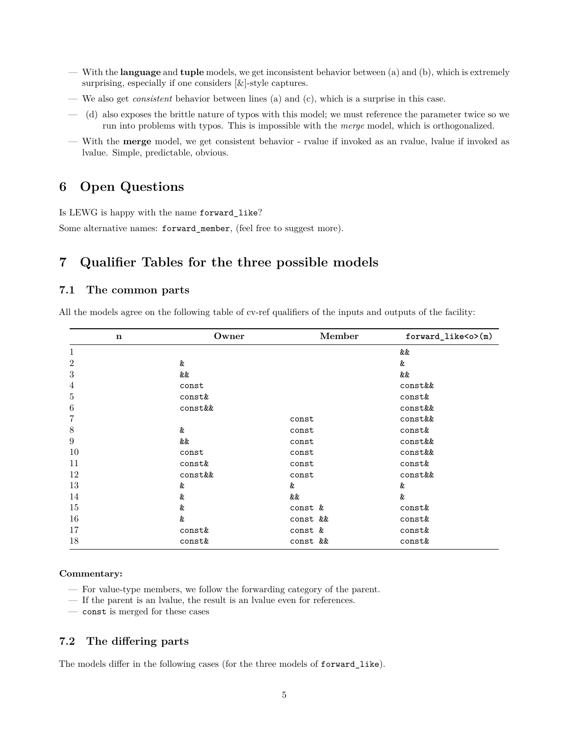- With the **language** and **tuple** models, we get inconsistent behavior between (a) and (b), which is extremely surprising, especially if one considers [&]-style captures.
- We also get *consistent* behavior between lines (a) and (c), which is a surprise in this case.
- (d) also exposes the brittle nature of typos with this model; we must reference the parameter twice so we run into problems with typos. This is impossible with the *merge* model, which is orthogonalized.
- With the **merge** model, we get consistent behavior - rvalue if invoked as an rvalue, lvalue if invoked as lvalue. Simple, predictable, obvious.

# 6 Open Questions

Is LEWG is happy with the name `forward_like`?

Some alternative names: `forward_member`, (feel free to suggest more).

# 7 Qualifier Tables for the three possible models

## 7.1 The common parts

All the models agree on the following table of cv-ref qualifiers of the inputs and outputs of the facility:

| n | Owner | Member | `forward_like<o>(m)` |
|---|---|---|---|
| 1 | | | `&&` |
| 2 | `&` | | `&` |
| 3 | `&&` | | `&&` |
| 4 | `const` | | `const&&` |
| 5 | `const&` | | `const&` |
| 6 | `const&&` | | `const&&` |
| 7 | | `const` | `const&&` |
| 8 | `&` | `const` | `const&` |
| 9 | `&&` | `const` | `const&&` |
| 10 | `const` | `const` | `const&&` |
| 11 | `const&` | `const` | `const&` |
| 12 | `const&&` | `const` | `const&&` |
| 13 | `&` | `&` | `&` |
| 14 | `&` | `&&` | `&` |
| 15 | `&` | `const &` | `const&` |
| 16 | `&` | `const &&` | `const&` |
| 17 | `const&` | `const &` | `const&` |
| 18 | `const&` | `const &&` | `const&` |

**Commentary:**

- For value-type members, we follow the forwarding category of the parent.
- If the parent is an lvalue, the result is an lvalue even for references.
- `const` is merged for these cases

## 7.2 The differing parts

The models differ in the following cases (for the three models of `forward_like`).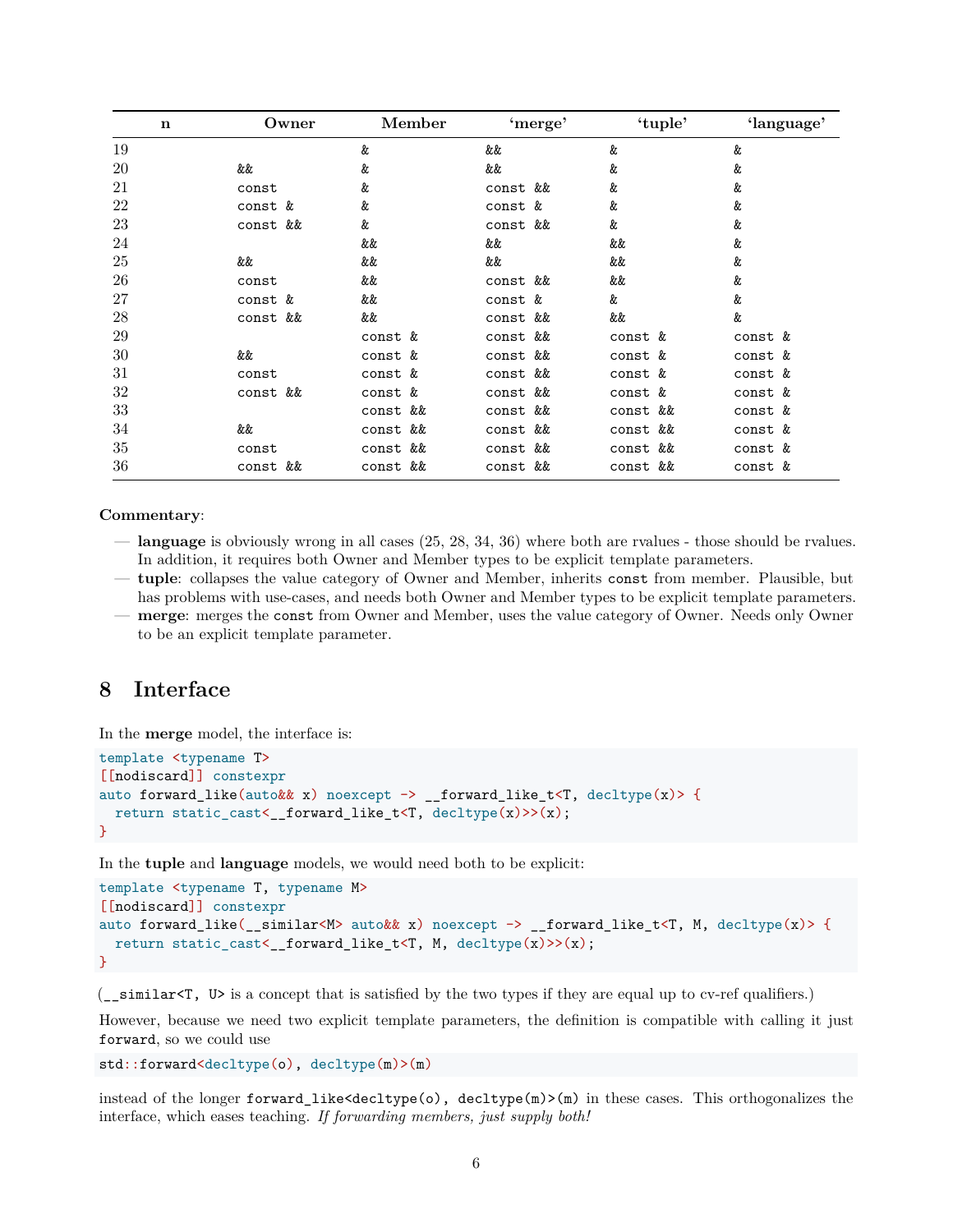| n | Owner | Member | 'merge' | 'tuple' | 'language' |
|---|---|---|---|---|---|
| 19 | | `&` | `&&` | `&` | `&` |
| 20 | `&&` | `&` | `&&` | `&` | `&` |
| 21 | `const` | `&` | `const &&` | `&` | `&` |
| 22 | `const &` | `&` | `const &` | `&` | `&` |
| 23 | `const &&` | `&` | `const &&` | `&` | `&` |
| 24 | | `&&` | `&&` | `&&` | `&` |
| 25 | `&&` | `&&` | `&&` | `&&` | `&` |
| 26 | `const` | `&&` | `const &&` | `&&` | `&` |
| 27 | `const &` | `&&` | `const &` | `&` | `&` |
| 28 | `const &&` | `&&` | `const &&` | `&&` | `&` |
| 29 | | `const &` | `const &&` | `const &` | `const &` |
| 30 | `&&` | `const &` | `const &&` | `const &` | `const &` |
| 31 | `const` | `const &` | `const &&` | `const &` | `const &` |
| 32 | `const &&` | `const &` | `const &&` | `const &` | `const &` |
| 33 | | `const &&` | `const &&` | `const &&` | `const &` |
| 34 | `&&` | `const &&` | `const &&` | `const &&` | `const &` |
| 35 | `const` | `const &&` | `const &&` | `const &&` | `const &` |
| 36 | `const &&` | `const &&` | `const &&` | `const &&` | `const &` |

**Commentary**:

- **language** is obviously wrong in all cases (25, 28, 34, 36) where both are rvalues - those should be rvalues. In addition, it requires both Owner and Member types to be explicit template parameters.
- **tuple**: collapses the value category of Owner and Member, inherits `const` from member. Plausible, but has problems with use-cases, and needs both Owner and Member types to be explicit template parameters.
- **merge**: merges the `const` from Owner and Member, uses the value category of Owner. Needs only Owner to be an explicit template parameter.

## 8 Interface

In the **merge** model, the interface is:

```
template <typename T>
[[nodiscard]] constexpr
auto forward_like(auto&& x) noexcept -> __forward_like_t<T, decltype(x)> {
  return static_cast<__forward_like_t<T, decltype(x)>>(x);
}
```

In the **tuple** and **language** models, we would need both to be explicit:

```
template <typename T, typename M>
[[nodiscard]] constexpr
auto forward_like(__similar<M> auto&& x) noexcept -> __forward_like_t<T, M, decltype(x)> {
  return static_cast<__forward_like_t<T, M, decltype(x)>>(x);
}
```

(`__similar<T, U>` is a concept that is satisfied by the two types if they are equal up to cv-ref qualifiers.)

However, because we need two explicit template parameters, the definition is compatible with calling it just `forward`, so we could use

```
std::forward<decltype(o), decltype(m)>(m)
```

instead of the longer `forward_like<decltype(o), decltype(m)>(m)` in these cases. This orthogonalizes the interface, which eases teaching. *If forwarding members, just supply both!*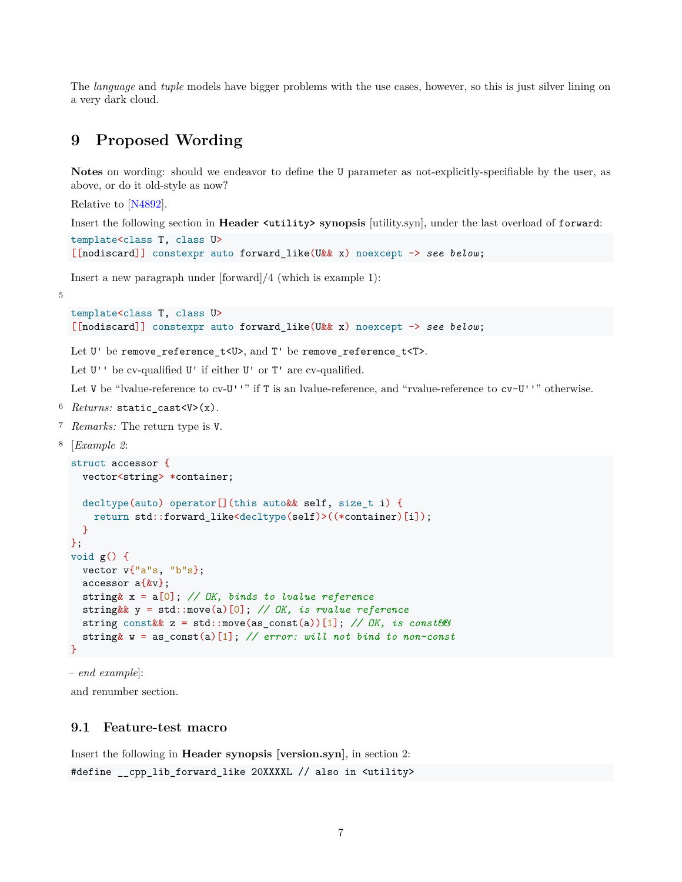The *language* and *tuple* models have bigger problems with the use cases, however, so this is just silver lining on a very dark cloud.

# 9 Proposed Wording

**Notes** on wording: should we endeavor to define the `U` parameter as not-explicitly-specifiable by the user, as above, or do it old-style as now?

Relative to [N4892].

Insert the following section in **Header `<utility>` synopsis** [utility.syn], under the last overload of `forward`:

```
template<class T, class U>
[[nodiscard]] constexpr auto forward_like(U&& x) noexcept -> see below;
```

Insert a new paragraph under [forward]/4 (which is example 1):

5

```
template<class T, class U>
[[nodiscard]] constexpr auto forward_like(U&& x) noexcept -> see below;
```

Let `U'` be `remove_reference_t<U>`, and `T'` be `remove_reference_t<T>`.

Let `U''` be cv-qualified `U'` if either `U'` or `T'` are cv-qualified.

Let `V` be "lvalue-reference to cv-`U''`" if `T` is an lvalue-reference, and "rvalue-reference to `cv-U''`" otherwise.

6 *Returns:* `static_cast<V>(x)`.

7 *Remarks:* The return type is `V`.

8 [*Example 2*:

```
struct accessor {
  vector<string> *container;

  decltype(auto) operator[](this auto&& self, size_t i) {
    return std::forward_like<decltype(self)>((*container)[i]);
  }
};
void g() {
  vector v{"a"s, "b"s};
  accessor a{&v};
  string& x = a[0]; // OK, binds to lvalue reference
  string&& y = std::move(a)[0]; // OK, is rvalue reference
  string const&& z = std::move(as_const(a))[1]; // OK, is const&&
  string& w = as_const(a)[1]; // error: will not bind to non-const
}
```

– *end example*]:

and renumber section.

## 9.1 Feature-test macro

Insert the following in **Header synopsis [version.syn]**, in section 2:

```
#define __cpp_lib_forward_like 20XXXXL // also in <utility>
```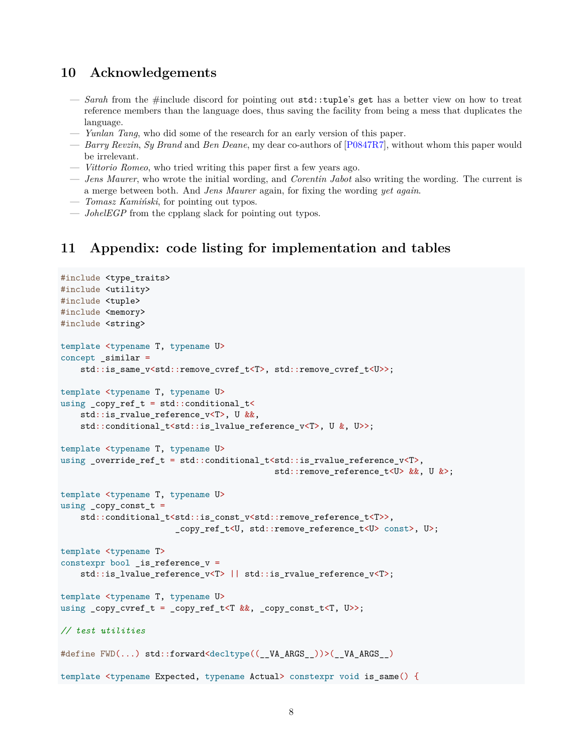## 10 Acknowledgements

- *Sarah* from the #include discord for pointing out `std::tuple`'s `get` has a better view on how to treat reference members than the language does, thus saving the facility from being a mess that duplicates the language.
- *Yunlan Tang*, who did some of the research for an early version of this paper.
- *Barry Revzin*, *Sy Brand* and *Ben Deane*, my dear co-authors of [P0847R7], without whom this paper would be irrelevant.
- *Vittorio Romeo*, who tried writing this paper first a few years ago.
- *Jens Maurer*, who wrote the initial wording, and *Corentin Jabot* also writing the wording. The current is a merge between both. And *Jens Maurer* again, for fixing the wording *yet again*.
- *Tomasz Kamiński*, for pointing out typos.
- *JohelEGP* from the cpplang slack for pointing out typos.

## 11 Appendix: code listing for implementation and tables

```cpp
#include <type_traits>
#include <utility>
#include <tuple>
#include <memory>
#include <string>

template <typename T, typename U>
concept _similar =
    std::is_same_v<std::remove_cvref_t<T>, std::remove_cvref_t<U>>;

template <typename T, typename U>
using _copy_ref_t = std::conditional_t<
    std::is_rvalue_reference_v<T>, U &&,
    std::conditional_t<std::is_lvalue_reference_v<T>, U &, U>>;

template <typename T, typename U>
using _override_ref_t = std::conditional_t<std::is_rvalue_reference_v<T>,
                                           std::remove_reference_t<U> &&, U &>;

template <typename T, typename U>
using _copy_const_t =
    std::conditional_t<std::is_const_v<std::remove_reference_t<T>>,
                       _copy_ref_t<U, std::remove_reference_t<U> const>, U>;

template <typename T>
constexpr bool _is_reference_v =
    std::is_lvalue_reference_v<T> || std::is_rvalue_reference_v<T>;

template <typename T, typename U>
using _copy_cvref_t = _copy_ref_t<T &&, _copy_const_t<T, U>>;

// test utilities

#define FWD(...) std::forward<decltype((__VA_ARGS__))>(__VA_ARGS__)

template <typename Expected, typename Actual> constexpr void is_same() {
```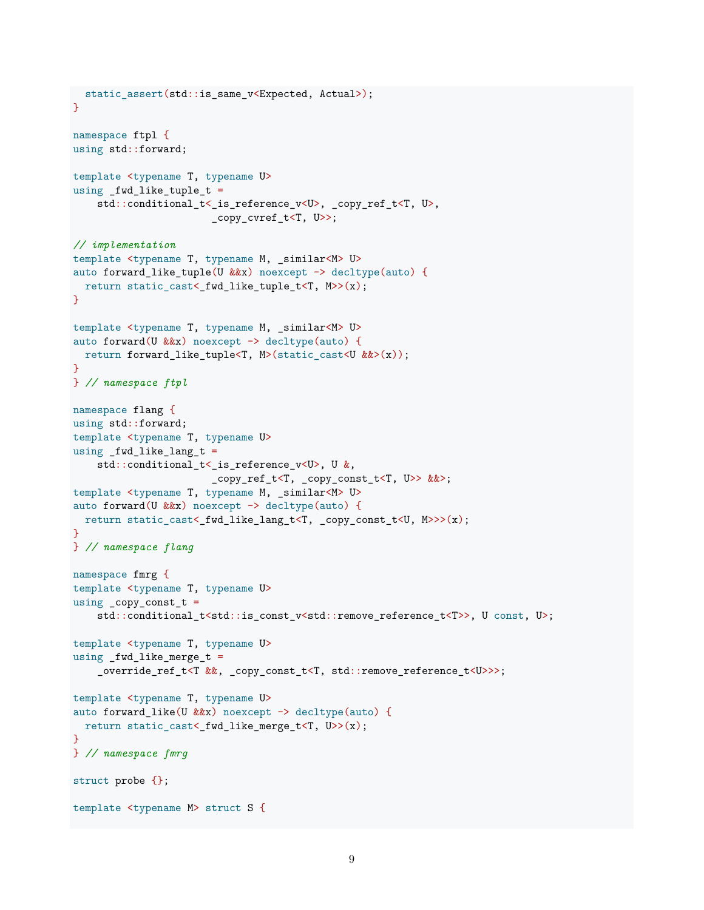```
  static_assert(std::is_same_v<Expected, Actual>);
}

namespace ftpl {
using std::forward;

template <typename T, typename U>
using _fwd_like_tuple_t =
    std::conditional_t<_is_reference_v<U>, _copy_ref_t<T, U>,
                       _copy_cvref_t<T, U>>;

// implementation
template <typename T, typename M, _similar<M> U>
auto forward_like_tuple(U &&x) noexcept -> decltype(auto) {
  return static_cast<_fwd_like_tuple_t<T, M>>(x);
}

template <typename T, typename M, _similar<M> U>
auto forward(U &&x) noexcept -> decltype(auto) {
  return forward_like_tuple<T, M>(static_cast<U &&>(x));
}
} // namespace ftpl

namespace flang {
using std::forward;
template <typename T, typename U>
using _fwd_like_lang_t =
    std::conditional_t<_is_reference_v<U>, U &,
                       _copy_ref_t<T, _copy_const_t<T, U>> &&>;
template <typename T, typename M, _similar<M> U>
auto forward(U &&x) noexcept -> decltype(auto) {
  return static_cast<_fwd_like_lang_t<T, _copy_const_t<U, M>>>(x);
}
} // namespace flang

namespace fmrg {
template <typename T, typename U>
using _copy_const_t =
    std::conditional_t<std::is_const_v<std::remove_reference_t<T>>, U const, U>;

template <typename T, typename U>
using _fwd_like_merge_t =
    _override_ref_t<T &&, _copy_const_t<T, std::remove_reference_t<U>>>;

template <typename T, typename U>
auto forward_like(U &&x) noexcept -> decltype(auto) {
  return static_cast<_fwd_like_merge_t<T, U>>(x);
}
} // namespace fmrg

struct probe {};

template <typename M> struct S {
```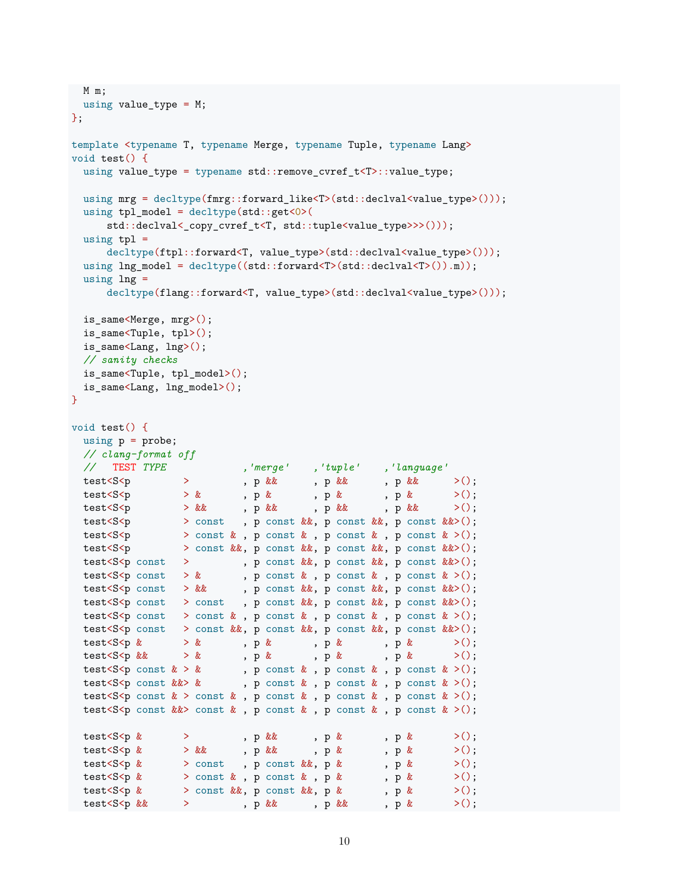```cpp
  M m;
  using value_type = M;
};

template <typename T, typename Merge, typename Tuple, typename Lang>
void test() {
  using value_type = typename std::remove_cvref_t<T>::value_type;

  using mrg = decltype(fmrg::forward_like<T>(std::declval<value_type>()));
  using tpl_model = decltype(std::get<0>(
      std::declval<_copy_cvref_t<T, std::tuple<value_type>>>()));
  using tpl =
      decltype(ftpl::forward<T, value_type>(std::declval<value_type>()));
  using lng_model = decltype((std::forward<T>(std::declval<T>()).m));
  using lng =
      decltype(flang::forward<T, value_type>(std::declval<value_type>()));

  is_same<Merge, mrg>();
  is_same<Tuple, tpl>();
  is_same<Lang, lng>();
  // sanity checks
  is_same<Tuple, tpl_model>();
  is_same<Lang, lng_model>();
}

void test() {
  using p = probe;
  // clang-format off
  //   TEST TYPE             ,'merge'    ,'tuple'    ,'language'
  test<S<p         >         , p &&      , p &&      , p &&      >();
  test<S<p         > &       , p &       , p &       , p &       >();
  test<S<p         > &&      , p &&      , p &&      , p &&      >();
  test<S<p         > const   , p const &&, p const &&, p const &&>();
  test<S<p         > const & , p const & , p const & , p const & >();
  test<S<p         > const &&, p const &&, p const &&, p const &&>();
  test<S<p const   >         , p const &&, p const &&, p const &&>();
  test<S<p const   > &       , p const & , p const & , p const & >();
  test<S<p const   > &&      , p const &&, p const &&, p const &&>();
  test<S<p const   > const   , p const &&, p const &&, p const &&>();
  test<S<p const   > const & , p const & , p const & , p const & >();
  test<S<p const   > const &&, p const &&, p const &&, p const &&>();
  test<S<p &       > &       , p &       , p &       , p &       >();
  test<S<p &&      > &       , p &       , p &       , p &       >();
  test<S<p const & > &       , p const & , p const & , p const & >();
  test<S<p const &&> &       , p const & , p const & , p const & >();
  test<S<p const & > const & , p const & , p const & , p const & >();
  test<S<p const &&> const & , p const & , p const & , p const & >();

  test<S<p &       >         , p &&      , p &       , p &       >();
  test<S<p &       > &&      , p &&      , p &       , p &       >();
  test<S<p &       > const   , p const &&, p &       , p &       >();
  test<S<p &       > const & , p const & , p &       , p &       >();
  test<S<p &       > const &&, p const &&, p &       , p &       >();
  test<S<p &&      >         , p &&      , p &&      , p &       >();
```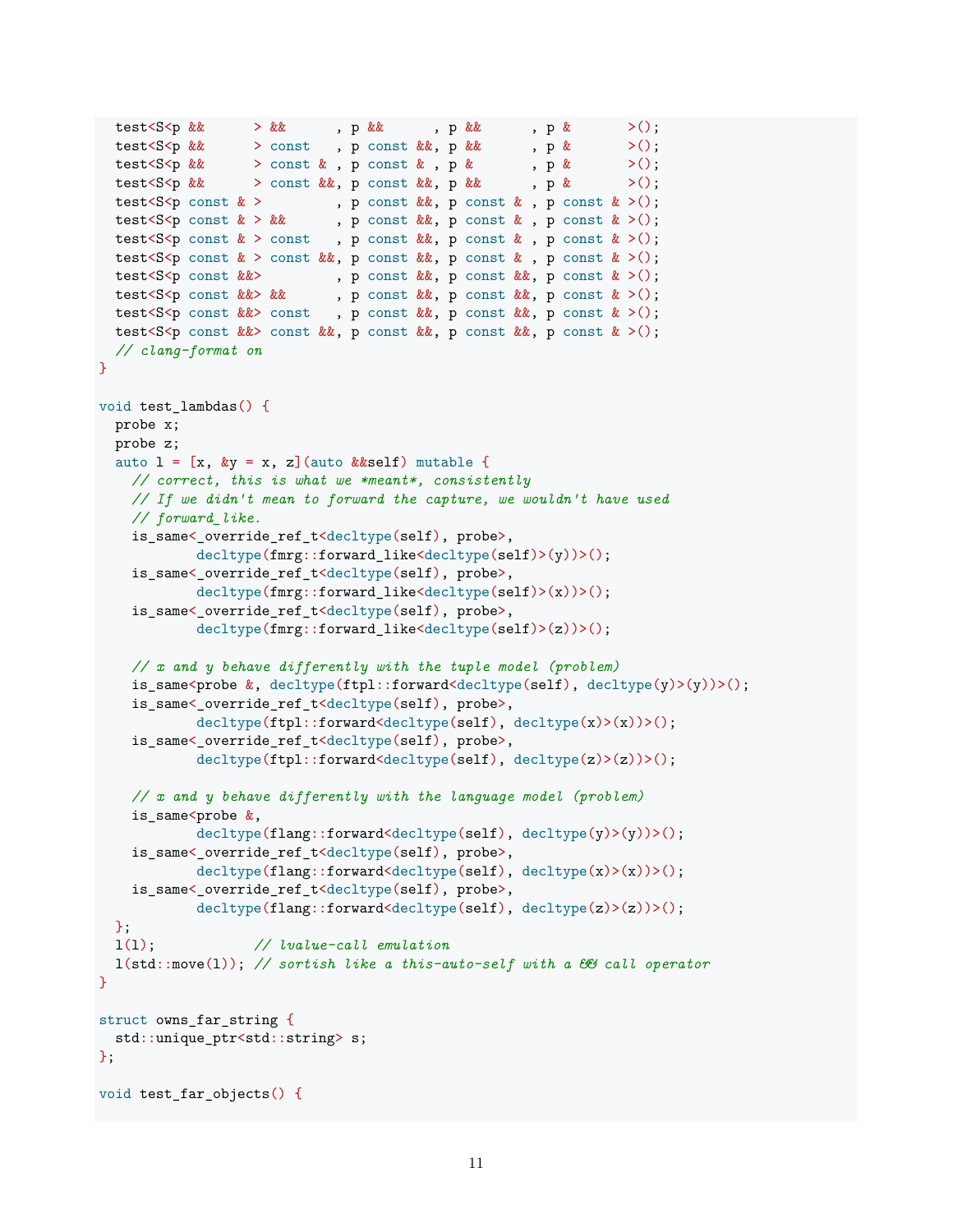```cpp
  test<S<p &&      > &&      , p &&      , p &&      , p &       >();
  test<S<p &&      > const   , p const &&, p &&      , p &       >();
  test<S<p &&      > const & , p const & , p &       , p &       >();
  test<S<p &&      > const &&, p const &&, p &&      , p &       >();
  test<S<p const & >         , p const &&, p const & , p const & >();
  test<S<p const & > &&      , p const &&, p const & , p const & >();
  test<S<p const & > const   , p const &&, p const & , p const & >();
  test<S<p const & > const &&, p const &&, p const & , p const & >();
  test<S<p const &&>         , p const &&, p const &&, p const & >();
  test<S<p const &&> &&      , p const &&, p const &&, p const & >();
  test<S<p const &&> const   , p const &&, p const &&, p const & >();
  test<S<p const &&> const &&, p const &&, p const &&, p const & >();
  // clang-format on
}

void test_lambdas() {
  probe x;
  probe z;
  auto l = [x, &y = x, z](auto &&self) mutable {
    // correct, this is what we *meant*, consistently
    // If we didn't mean to forward the capture, we wouldn't have used
    // forward_like.
    is_same<_override_ref_t<decltype(self), probe>,
            decltype(fmrg::forward_like<decltype(self)>(y))>();
    is_same<_override_ref_t<decltype(self), probe>,
            decltype(fmrg::forward_like<decltype(self)>(x))>();
    is_same<_override_ref_t<decltype(self), probe>,
            decltype(fmrg::forward_like<decltype(self)>(z))>();

    // x and y behave differently with the tuple model (problem)
    is_same<probe &, decltype(ftpl::forward<decltype(self), decltype(y)>(y))>();
    is_same<_override_ref_t<decltype(self), probe>,
            decltype(ftpl::forward<decltype(self), decltype(x)>(x))>();
    is_same<_override_ref_t<decltype(self), probe>,
            decltype(ftpl::forward<decltype(self), decltype(z)>(z))>();

    // x and y behave differently with the language model (problem)
    is_same<probe &,
            decltype(flang::forward<decltype(self), decltype(y)>(y))>();
    is_same<_override_ref_t<decltype(self), probe>,
            decltype(flang::forward<decltype(self), decltype(x)>(x))>();
    is_same<_override_ref_t<decltype(self), probe>,
            decltype(flang::forward<decltype(self), decltype(z)>(z))>();
  };
  l(l);            // lvalue-call emulation
  l(std::move(l)); // sortish like a this-auto-self with a && call operator
}

struct owns_far_string {
  std::unique_ptr<std::string> s;
};

void test_far_objects() {
```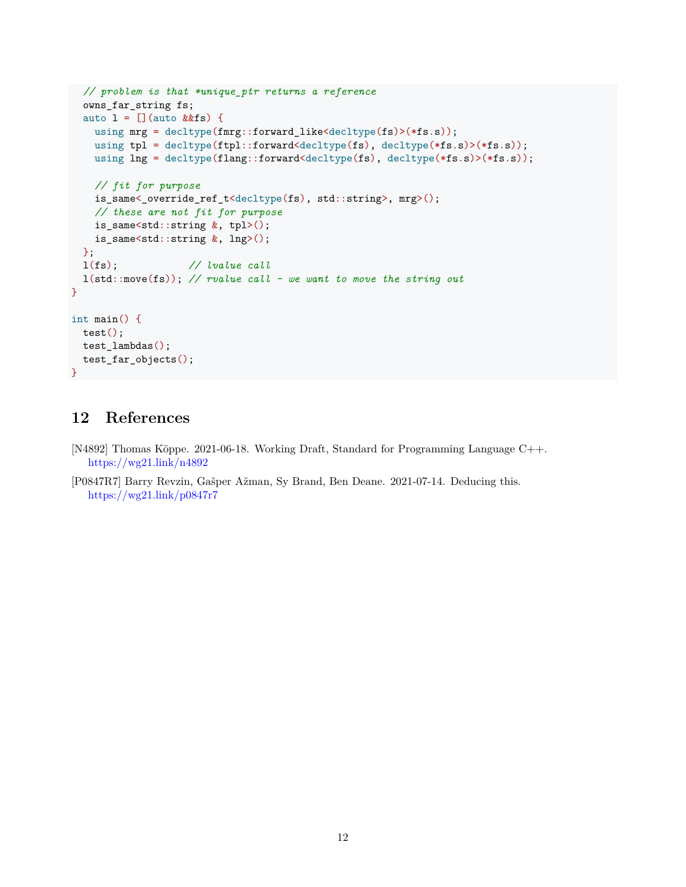```cpp
  // problem is that *unique_ptr returns a reference
  owns_far_string fs;
  auto l = [](auto &&fs) {
    using mrg = decltype(fmrg::forward_like<decltype(fs)>(*fs.s));
    using tpl = decltype(ftpl::forward<decltype(fs), decltype(*fs.s)>(*fs.s));
    using lng = decltype(flang::forward<decltype(fs), decltype(*fs.s)>(*fs.s));

    // fit for purpose
    is_same<_override_ref_t<decltype(fs), std::string>, mrg>();
    // these are not fit for purpose
    is_same<std::string &, tpl>();
    is_same<std::string &, lng>();
  };
  l(fs);            // lvalue call
  l(std::move(fs)); // rvalue call - we want to move the string out
}

int main() {
  test();
  test_lambdas();
  test_far_objects();
}
```

## 12 References

[N4892] Thomas Köppe. 2021-06-18. Working Draft, Standard for Programming Language C++.
https://wg21.link/n4892

[P0847R7] Barry Revzin, Gašper Ažman, Sy Brand, Ben Deane. 2021-07-14. Deducing this.
https://wg21.link/p0847r7